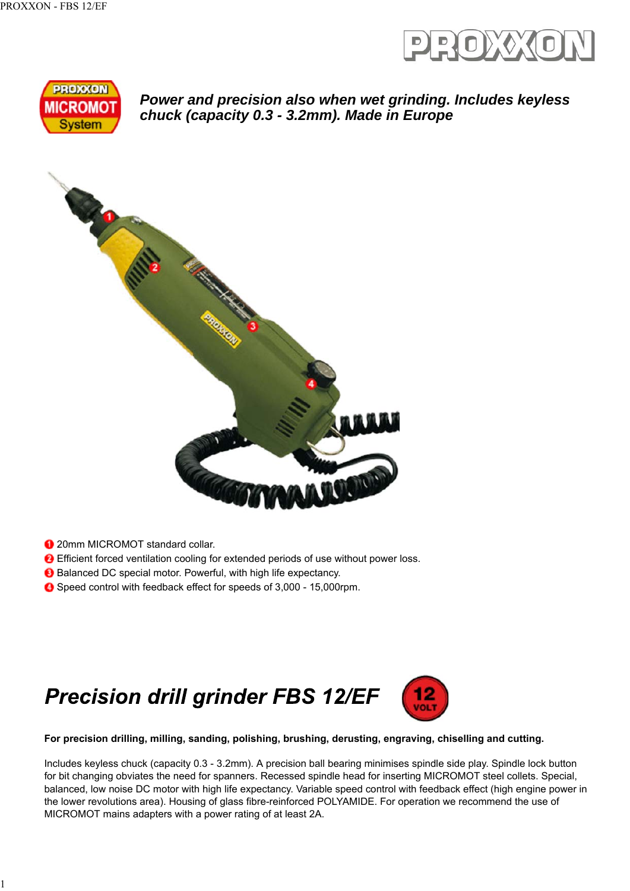***Power and precision also when wet grinding. Includes keyless chuck (capacity 0.3 - 3.2mm). Made in Europe***

1. 20mm MICROMOT standard collar.
2. Efficient forced ventilation cooling for extended periods of use without power loss.
3. Balanced DC special motor. Powerful, with high life expectancy.
4. Speed control with feedback effect for speeds of 3,000 - 15,000rpm.

# *Precision drill grinder FBS 12/EF*

**For precision drilling, milling, sanding, polishing, brushing, derusting, engraving, chiselling and cutting.**

Includes keyless chuck (capacity 0.3 - 3.2mm). A precision ball bearing minimises spindle side play. Spindle lock button for bit changing obviates the need for spanners. Recessed spindle head for inserting MICROMOT steel collets. Special, balanced, low noise DC motor with high life expectancy. Variable speed control with feedback effect (high engine power in the lower revolutions area). Housing of glass fibre-reinforced POLYAMIDE. For operation we recommend the use of MICROMOT mains adapters with a power rating of at least 2A.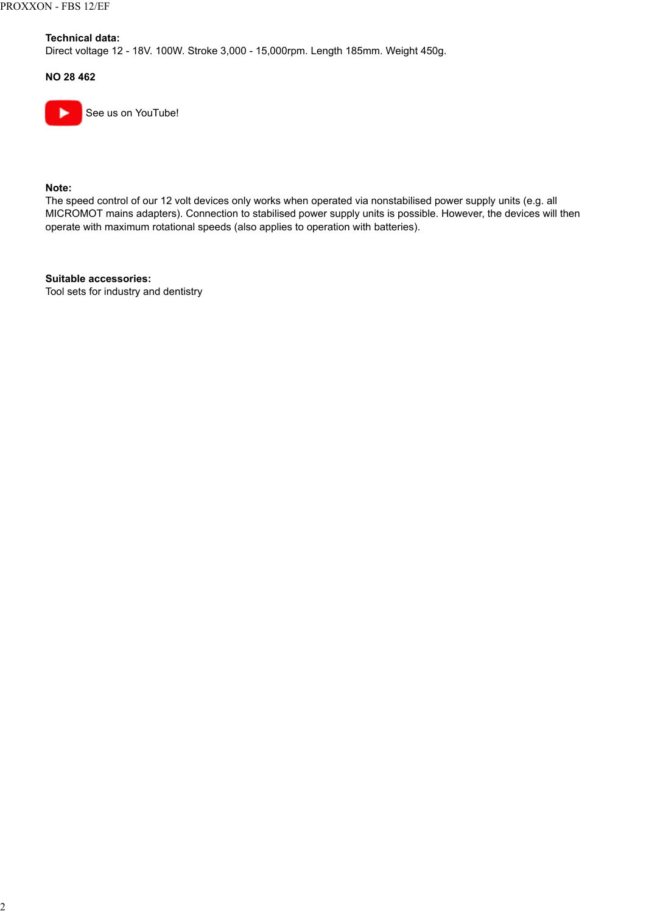**Technical data:**
Direct voltage 12 - 18V. 100W. Stroke 3,000 - 15,000rpm. Length 185mm. Weight 450g.

**NO 28 462**

See us on YouTube!

**Note:**
The speed control of our 12 volt devices only works when operated via nonstabilised power supply units (e.g. all MICROMOT mains adapters). Connection to stabilised power supply units is possible. However, the devices will then operate with maximum rotational speeds (also applies to operation with batteries).

**Suitable accessories:**
Tool sets for industry and dentistry